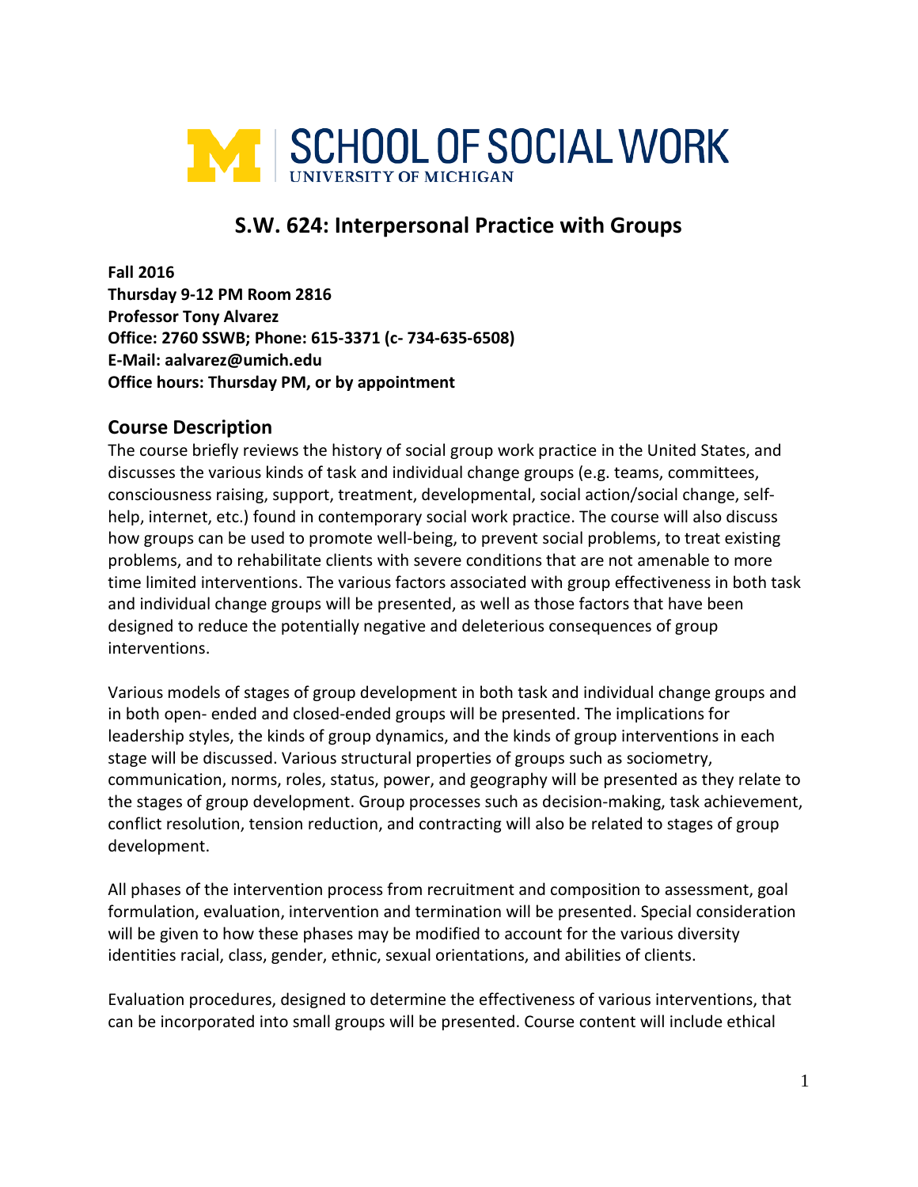SCHOOL OF SOCIAL WORK
UNIVERSITY OF MICHIGAN

# S.W. 624: Interpersonal Practice with Groups

**Fall 2016**
**Thursday 9-12 PM Room 2816**
**Professor Tony Alvarez**
**Office: 2760 SSWB; Phone: 615-3371 (c- 734-635-6508)**
**E-Mail: aalvarez@umich.edu**
**Office hours: Thursday PM, or by appointment**

## Course Description

The course briefly reviews the history of social group work practice in the United States, and discusses the various kinds of task and individual change groups (e.g. teams, committees, consciousness raising, support, treatment, developmental, social action/social change, self-help, internet, etc.) found in contemporary social work practice. The course will also discuss how groups can be used to promote well-being, to prevent social problems, to treat existing problems, and to rehabilitate clients with severe conditions that are not amenable to more time limited interventions. The various factors associated with group effectiveness in both task and individual change groups will be presented, as well as those factors that have been designed to reduce the potentially negative and deleterious consequences of group interventions.

Various models of stages of group development in both task and individual change groups and in both open- ended and closed-ended groups will be presented. The implications for leadership styles, the kinds of group dynamics, and the kinds of group interventions in each stage will be discussed. Various structural properties of groups such as sociometry, communication, norms, roles, status, power, and geography will be presented as they relate to the stages of group development. Group processes such as decision-making, task achievement, conflict resolution, tension reduction, and contracting will also be related to stages of group development.

All phases of the intervention process from recruitment and composition to assessment, goal formulation, evaluation, intervention and termination will be presented. Special consideration will be given to how these phases may be modified to account for the various diversity identities racial, class, gender, ethnic, sexual orientations, and abilities of clients.

Evaluation procedures, designed to determine the effectiveness of various interventions, that can be incorporated into small groups will be presented. Course content will include ethical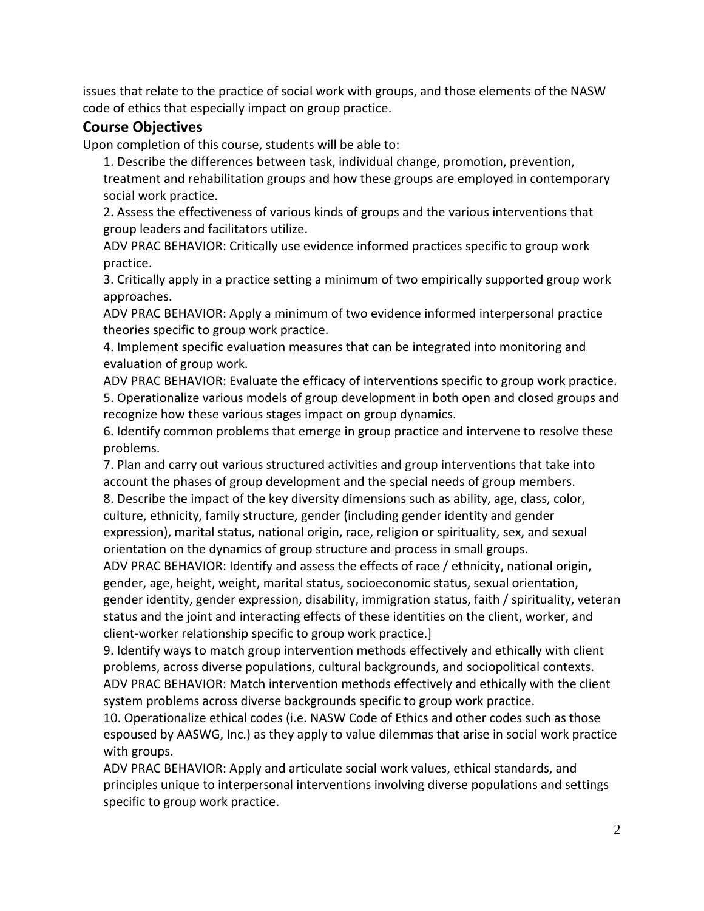issues that relate to the practice of social work with groups, and those elements of the NASW code of ethics that especially impact on group practice.

## Course Objectives

Upon completion of this course, students will be able to:

1. Describe the differences between task, individual change, promotion, prevention, treatment and rehabilitation groups and how these groups are employed in contemporary social work practice.
2. Assess the effectiveness of various kinds of groups and the various interventions that group leaders and facilitators utilize.
   ADV PRAC BEHAVIOR: Critically use evidence informed practices specific to group work practice.
3. Critically apply in a practice setting a minimum of two empirically supported group work approaches.
   ADV PRAC BEHAVIOR: Apply a minimum of two evidence informed interpersonal practice theories specific to group work practice.
4. Implement specific evaluation measures that can be integrated into monitoring and evaluation of group work.
   ADV PRAC BEHAVIOR: Evaluate the efficacy of interventions specific to group work practice.
5. Operationalize various models of group development in both open and closed groups and recognize how these various stages impact on group dynamics.
6. Identify common problems that emerge in group practice and intervene to resolve these problems.
7. Plan and carry out various structured activities and group interventions that take into account the phases of group development and the special needs of group members.
8. Describe the impact of the key diversity dimensions such as ability, age, class, color, culture, ethnicity, family structure, gender (including gender identity and gender expression), marital status, national origin, race, religion or spirituality, sex, and sexual orientation on the dynamics of group structure and process in small groups.
   ADV PRAC BEHAVIOR: Identify and assess the effects of race / ethnicity, national origin, gender, age, height, weight, marital status, socioeconomic status, sexual orientation, gender identity, gender expression, disability, immigration status, faith / spirituality, veteran status and the joint and interacting effects of these identities on the client, worker, and client-worker relationship specific to group work practice.]
9. Identify ways to match group intervention methods effectively and ethically with client problems, across diverse populations, cultural backgrounds, and sociopolitical contexts.
   ADV PRAC BEHAVIOR: Match intervention methods effectively and ethically with the client system problems across diverse backgrounds specific to group work practice.
10. Operationalize ethical codes (i.e. NASW Code of Ethics and other codes such as those espoused by AASWG, Inc.) as they apply to value dilemmas that arise in social work practice with groups.
    ADV PRAC BEHAVIOR: Apply and articulate social work values, ethical standards, and principles unique to interpersonal interventions involving diverse populations and settings specific to group work practice.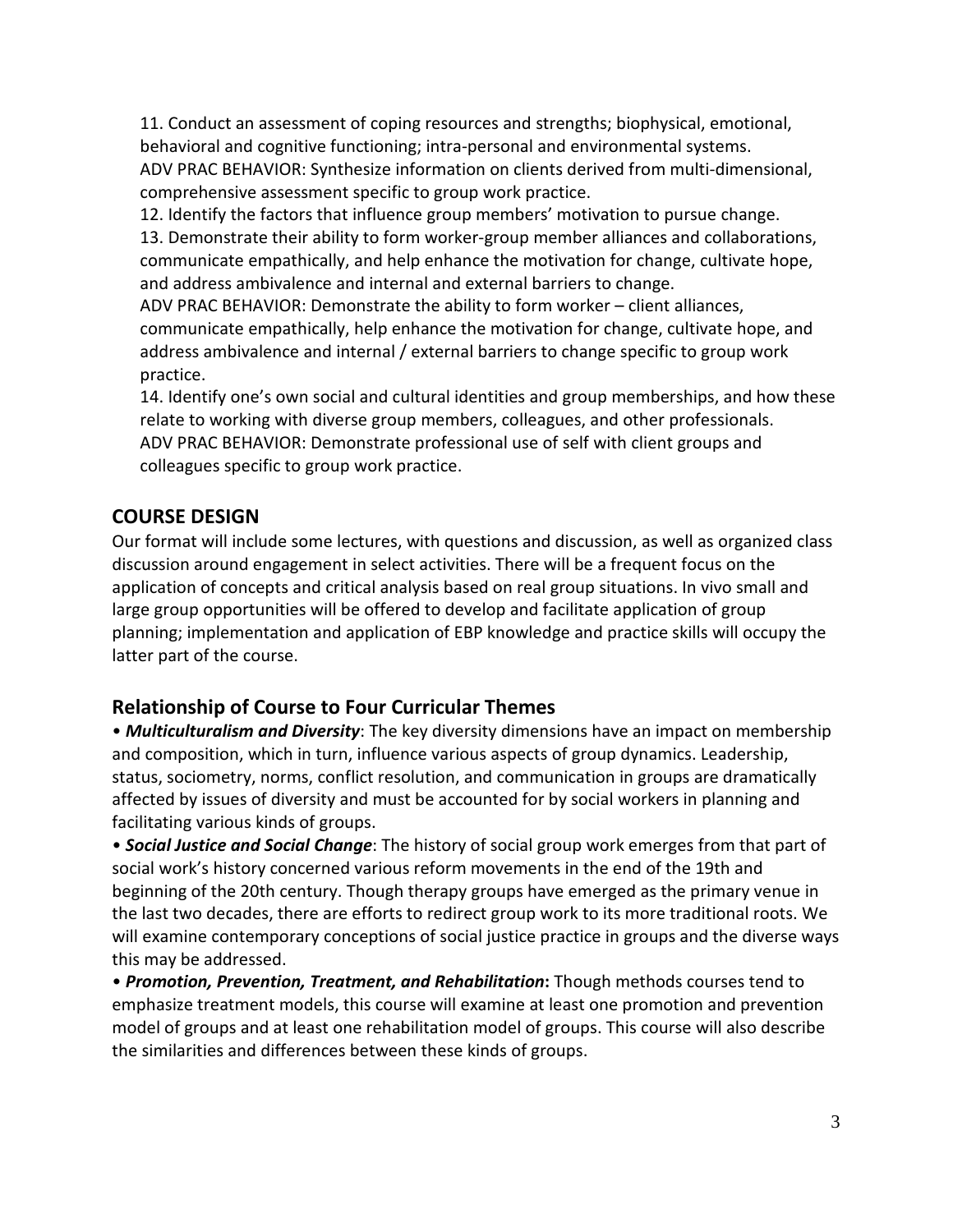11. Conduct an assessment of coping resources and strengths; biophysical, emotional, behavioral and cognitive functioning; intra-personal and environmental systems.
ADV PRAC BEHAVIOR: Synthesize information on clients derived from multi-dimensional, comprehensive assessment specific to group work practice.
12. Identify the factors that influence group members' motivation to pursue change.
13. Demonstrate their ability to form worker-group member alliances and collaborations, communicate empathically, and help enhance the motivation for change, cultivate hope, and address ambivalence and internal and external barriers to change.
ADV PRAC BEHAVIOR: Demonstrate the ability to form worker – client alliances, communicate empathically, help enhance the motivation for change, cultivate hope, and address ambivalence and internal / external barriers to change specific to group work practice.
14. Identify one's own social and cultural identities and group memberships, and how these relate to working with diverse group members, colleagues, and other professionals.
ADV PRAC BEHAVIOR: Demonstrate professional use of self with client groups and colleagues specific to group work practice.

## COURSE DESIGN

Our format will include some lectures, with questions and discussion, as well as organized class discussion around engagement in select activities. There will be a frequent focus on the application of concepts and critical analysis based on real group situations. In vivo small and large group opportunities will be offered to develop and facilitate application of group planning; implementation and application of EBP knowledge and practice skills will occupy the latter part of the course.

## Relationship of Course to Four Curricular Themes

• ***Multiculturalism and Diversity***: The key diversity dimensions have an impact on membership and composition, which in turn, influence various aspects of group dynamics. Leadership, status, sociometry, norms, conflict resolution, and communication in groups are dramatically affected by issues of diversity and must be accounted for by social workers in planning and facilitating various kinds of groups.

• ***Social Justice and Social Change***: The history of social group work emerges from that part of social work's history concerned various reform movements in the end of the 19th and beginning of the 20th century. Though therapy groups have emerged as the primary venue in the last two decades, there are efforts to redirect group work to its more traditional roots. We will examine contemporary conceptions of social justice practice in groups and the diverse ways this may be addressed.

• ***Promotion, Prevention, Treatment, and Rehabilitation*:** Though methods courses tend to emphasize treatment models, this course will examine at least one promotion and prevention model of groups and at least one rehabilitation model of groups. This course will also describe the similarities and differences between these kinds of groups.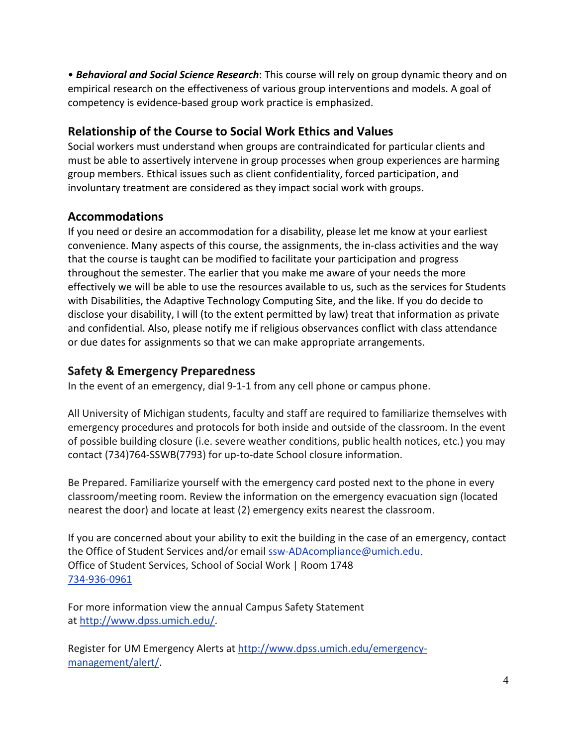• ***Behavioral and Social Science Research***: This course will rely on group dynamic theory and on empirical research on the effectiveness of various group interventions and models. A goal of competency is evidence-based group work practice is emphasized.

## Relationship of the Course to Social Work Ethics and Values

Social workers must understand when groups are contraindicated for particular clients and must be able to assertively intervene in group processes when group experiences are harming group members. Ethical issues such as client confidentiality, forced participation, and involuntary treatment are considered as they impact social work with groups.

## Accommodations

If you need or desire an accommodation for a disability, please let me know at your earliest convenience. Many aspects of this course, the assignments, the in-class activities and the way that the course is taught can be modified to facilitate your participation and progress throughout the semester. The earlier that you make me aware of your needs the more effectively we will be able to use the resources available to us, such as the services for Students with Disabilities, the Adaptive Technology Computing Site, and the like. If you do decide to disclose your disability, I will (to the extent permitted by law) treat that information as private and confidential. Also, please notify me if religious observances conflict with class attendance or due dates for assignments so that we can make appropriate arrangements.

## Safety & Emergency Preparedness

In the event of an emergency, dial 9-1-1 from any cell phone or campus phone.

All University of Michigan students, faculty and staff are required to familiarize themselves with emergency procedures and protocols for both inside and outside of the classroom. In the event of possible building closure (i.e. severe weather conditions, public health notices, etc.) you may contact (734)764-SSWB(7793) for up-to-date School closure information.

Be Prepared. Familiarize yourself with the emergency card posted next to the phone in every classroom/meeting room. Review the information on the emergency evacuation sign (located nearest the door) and locate at least (2) emergency exits nearest the classroom.

If you are concerned about your ability to exit the building in the case of an emergency, contact the Office of Student Services and/or email [ssw-ADAcompliance@umich.edu](mailto:ssw-ADAcompliance@umich.edu).
Office of Student Services, School of Social Work | Room 1748
[734-936-0961](tel:734-936-0961)

For more information view the annual Campus Safety Statement at [http://www.dpss.umich.edu/](http://www.dpss.umich.edu/).

Register for UM Emergency Alerts at [http://www.dpss.umich.edu/emergency-management/alert/](http://www.dpss.umich.edu/emergency-management/alert/).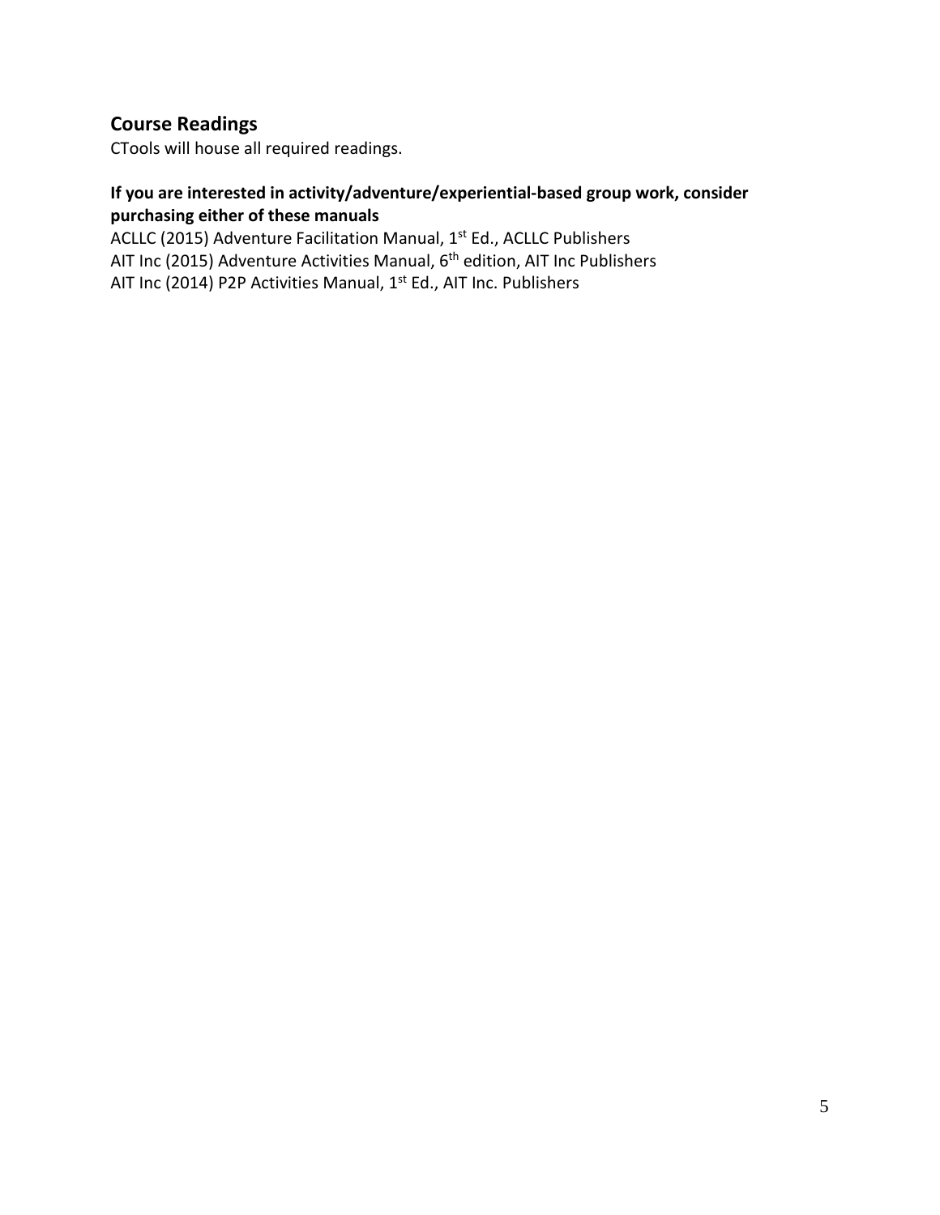## Course Readings

CTools will house all required readings.

**If you are interested in activity/adventure/experiential-based group work, consider purchasing either of these manuals**

ACLLC (2015) Adventure Facilitation Manual, 1st Ed., ACLLC Publishers
AIT Inc (2015) Adventure Activities Manual, 6th edition, AIT Inc Publishers
AIT Inc (2014) P2P Activities Manual, 1st Ed., AIT Inc. Publishers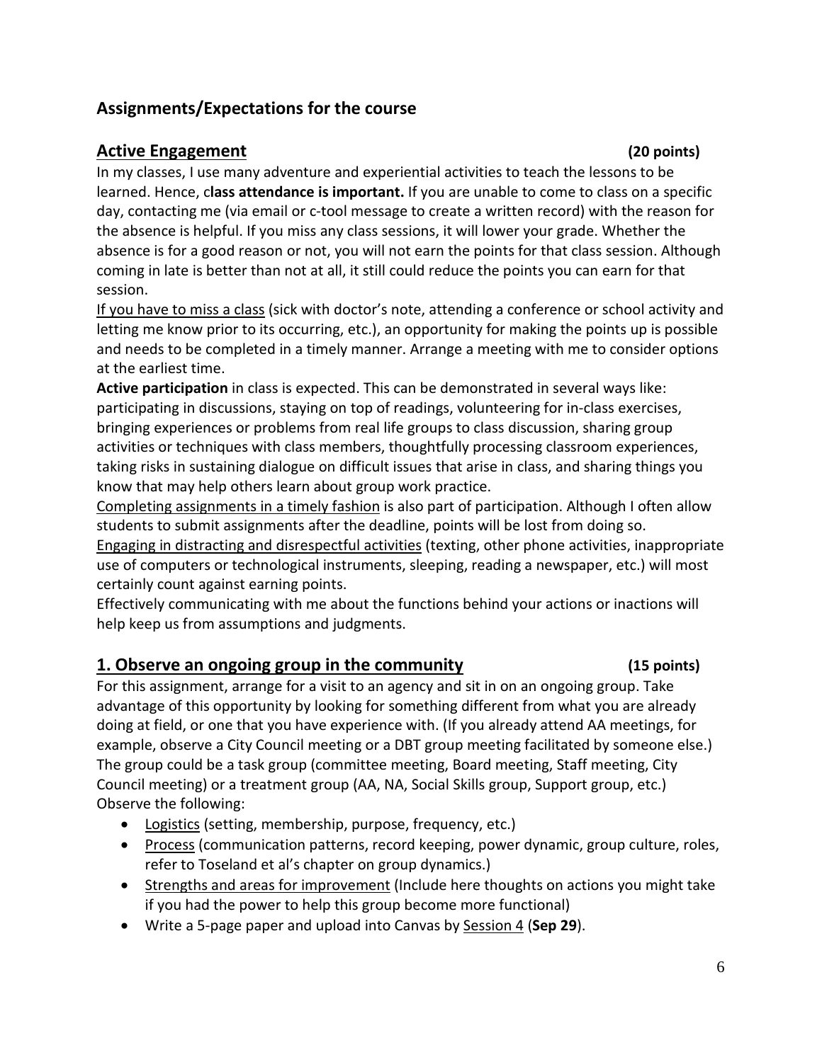## Assignments/Expectations for the course

### Active Engagement (20 points)

In my classes, I use many adventure and experiential activities to teach the lessons to be learned. Hence, **class attendance is important.** If you are unable to come to class on a specific day, contacting me (via email or c-tool message to create a written record) with the reason for the absence is helpful. If you miss any class sessions, it will lower your grade. Whether the absence is for a good reason or not, you will not earn the points for that class session. Although coming in late is better than not at all, it still could reduce the points you can earn for that session.

<u>If you have to miss a class</u> (sick with doctor's note, attending a conference or school activity and letting me know prior to its occurring, etc.), an opportunity for making the points up is possible and needs to be completed in a timely manner. Arrange a meeting with me to consider options at the earliest time.

**Active participation** in class is expected. This can be demonstrated in several ways like: participating in discussions, staying on top of readings, volunteering for in-class exercises, bringing experiences or problems from real life groups to class discussion, sharing group activities or techniques with class members, thoughtfully processing classroom experiences, taking risks in sustaining dialogue on difficult issues that arise in class, and sharing things you know that may help others learn about group work practice.

<u>Completing assignments in a timely fashion</u> is also part of participation. Although I often allow students to submit assignments after the deadline, points will be lost from doing so.

<u>Engaging in distracting and disrespectful activities</u> (texting, other phone activities, inappropriate use of computers or technological instruments, sleeping, reading a newspaper, etc.) will most certainly count against earning points.

Effectively communicating with me about the functions behind your actions or inactions will help keep us from assumptions and judgments.

### 1. Observe an ongoing group in the community (15 points)

For this assignment, arrange for a visit to an agency and sit in on an ongoing group. Take advantage of this opportunity by looking for something different from what you are already doing at field, or one that you have experience with. (If you already attend AA meetings, for example, observe a City Council meeting or a DBT group meeting facilitated by someone else.) The group could be a task group (committee meeting, Board meeting, Staff meeting, City Council meeting) or a treatment group (AA, NA, Social Skills group, Support group, etc.) Observe the following:

- <u>Logistics</u> (setting, membership, purpose, frequency, etc.)
- <u>Process</u> (communication patterns, record keeping, power dynamic, group culture, roles, refer to Toseland et al's chapter on group dynamics.)
- <u>Strengths and areas for improvement</u> (Include here thoughts on actions you might take if you had the power to help this group become more functional)
- Write a 5-page paper and upload into Canvas by <u>Session 4</u> (**Sep 29**).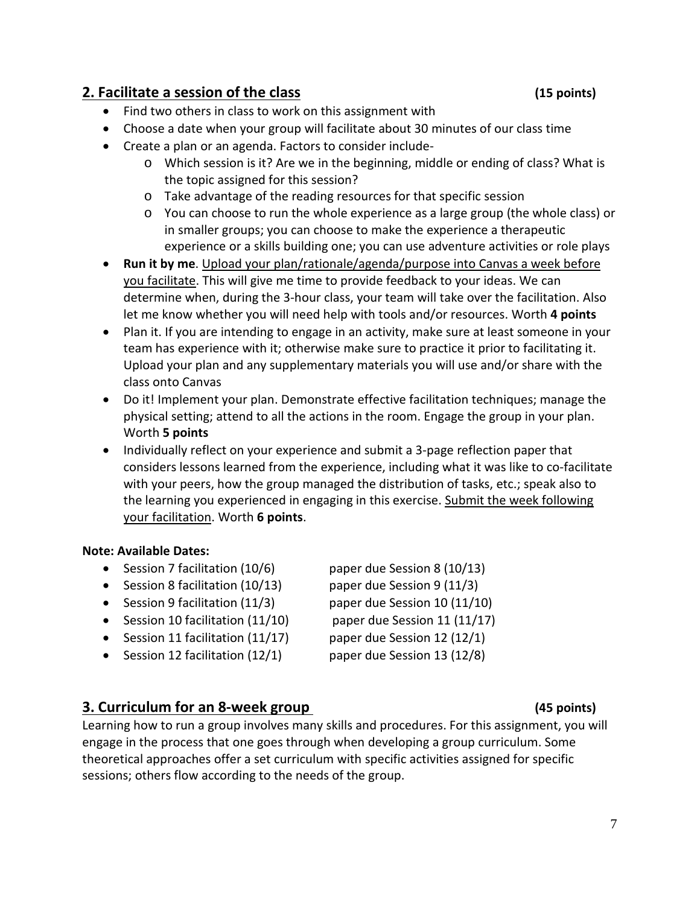## 2. Facilitate a session of the class (15 points)

- Find two others in class to work on this assignment with
- Choose a date when your group will facilitate about 30 minutes of our class time
- Create a plan or an agenda. Factors to consider include-
  - Which session is it? Are we in the beginning, middle or ending of class? What is the topic assigned for this session?
  - Take advantage of the reading resources for that specific session
  - You can choose to run the whole experience as a large group (the whole class) or in smaller groups; you can choose to make the experience a therapeutic experience or a skills building one; you can use adventure activities or role plays
- **Run it by me**. Upload your plan/rationale/agenda/purpose into Canvas a week before you facilitate. This will give me time to provide feedback to your ideas. We can determine when, during the 3-hour class, your team will take over the facilitation. Also let me know whether you will need help with tools and/or resources. Worth **4 points**
- Plan it. If you are intending to engage in an activity, make sure at least someone in your team has experience with it; otherwise make sure to practice it prior to facilitating it. Upload your plan and any supplementary materials you will use and/or share with the class onto Canvas
- Do it! Implement your plan. Demonstrate effective facilitation techniques; manage the physical setting; attend to all the actions in the room. Engage the group in your plan. Worth **5 points**
- Individually reflect on your experience and submit a 3-page reflection paper that considers lessons learned from the experience, including what it was like to co-facilitate with your peers, how the group managed the distribution of tasks, etc.; speak also to the learning you experienced in engaging in this exercise. Submit the week following your facilitation. Worth **6 points**.

**Note: Available Dates:**

- Session 7 facilitation (10/6) paper due Session 8 (10/13)
- Session 8 facilitation (10/13) paper due Session 9 (11/3)
- Session 9 facilitation (11/3) paper due Session 10 (11/10)
- Session 10 facilitation (11/10) paper due Session 11 (11/17)
- Session 11 facilitation (11/17) paper due Session 12 (12/1)
- Session 12 facilitation (12/1) paper due Session 13 (12/8)

## 3. Curriculum for an 8-week group (45 points)

Learning how to run a group involves many skills and procedures. For this assignment, you will engage in the process that one goes through when developing a group curriculum. Some theoretical approaches offer a set curriculum with specific activities assigned for specific sessions; others flow according to the needs of the group.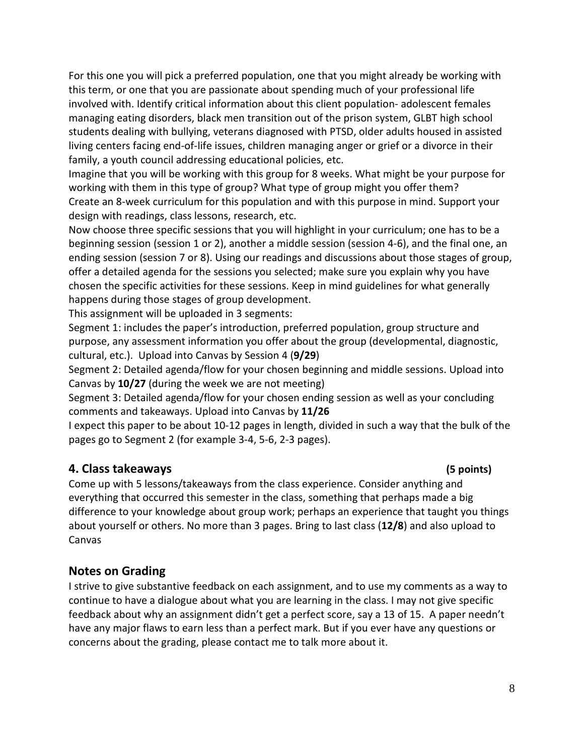For this one you will pick a preferred population, one that you might already be working with this term, or one that you are passionate about spending much of your professional life involved with. Identify critical information about this client population- adolescent females managing eating disorders, black men transition out of the prison system, GLBT high school students dealing with bullying, veterans diagnosed with PTSD, older adults housed in assisted living centers facing end-of-life issues, children managing anger or grief or a divorce in their family, a youth council addressing educational policies, etc.

Imagine that you will be working with this group for 8 weeks. What might be your purpose for working with them in this type of group? What type of group might you offer them?

Create an 8-week curriculum for this population and with this purpose in mind. Support your design with readings, class lessons, research, etc.

Now choose three specific sessions that you will highlight in your curriculum; one has to be a beginning session (session 1 or 2), another a middle session (session 4-6), and the final one, an ending session (session 7 or 8). Using our readings and discussions about those stages of group, offer a detailed agenda for the sessions you selected; make sure you explain why you have chosen the specific activities for these sessions. Keep in mind guidelines for what generally happens during those stages of group development.

This assignment will be uploaded in 3 segments:

Segment 1: includes the paper's introduction, preferred population, group structure and purpose, any assessment information you offer about the group (developmental, diagnostic, cultural, etc.). Upload into Canvas by Session 4 (**9/29**)

Segment 2: Detailed agenda/flow for your chosen beginning and middle sessions. Upload into Canvas by **10/27** (during the week we are not meeting)

Segment 3: Detailed agenda/flow for your chosen ending session as well as your concluding comments and takeaways. Upload into Canvas by **11/26**

I expect this paper to be about 10-12 pages in length, divided in such a way that the bulk of the pages go to Segment 2 (for example 3-4, 5-6, 2-3 pages).

## 4. Class takeaways (5 points)

Come up with 5 lessons/takeaways from the class experience. Consider anything and everything that occurred this semester in the class, something that perhaps made a big difference to your knowledge about group work; perhaps an experience that taught you things about yourself or others. No more than 3 pages. Bring to last class (**12/8**) and also upload to Canvas

## Notes on Grading

I strive to give substantive feedback on each assignment, and to use my comments as a way to continue to have a dialogue about what you are learning in the class. I may not give specific feedback about why an assignment didn't get a perfect score, say a 13 of 15. A paper needn't have any major flaws to earn less than a perfect mark. But if you ever have any questions or concerns about the grading, please contact me to talk more about it.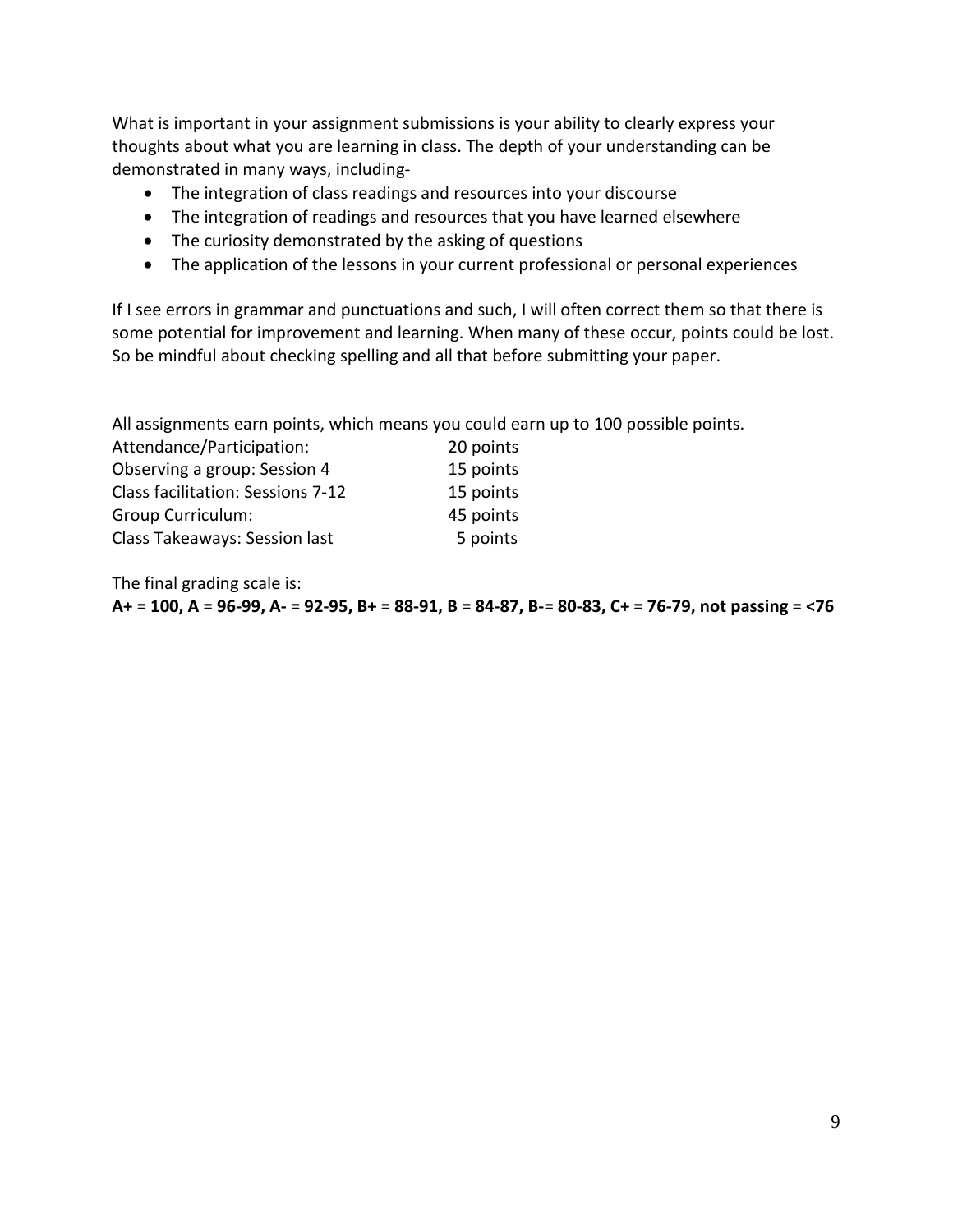What is important in your assignment submissions is your ability to clearly express your thoughts about what you are learning in class. The depth of your understanding can be demonstrated in many ways, including-

- The integration of class readings and resources into your discourse
- The integration of readings and resources that you have learned elsewhere
- The curiosity demonstrated by the asking of questions
- The application of the lessons in your current professional or personal experiences

If I see errors in grammar and punctuations and such, I will often correct them so that there is some potential for improvement and learning. When many of these occur, points could be lost. So be mindful about checking spelling and all that before submitting your paper.

All assignments earn points, which means you could earn up to 100 possible points.

| | |
|---|---|
| Attendance/Participation: | 20 points |
| Observing a group: Session 4 | 15 points |
| Class facilitation: Sessions 7-12 | 15 points |
| Group Curriculum: | 45 points |
| Class Takeaways: Session last | 5 points |

The final grading scale is:

**A+ = 100, A = 96-99, A- = 92-95, B+ = 88-91, B = 84-87, B-= 80-83, C+ = 76-79, not passing = <76**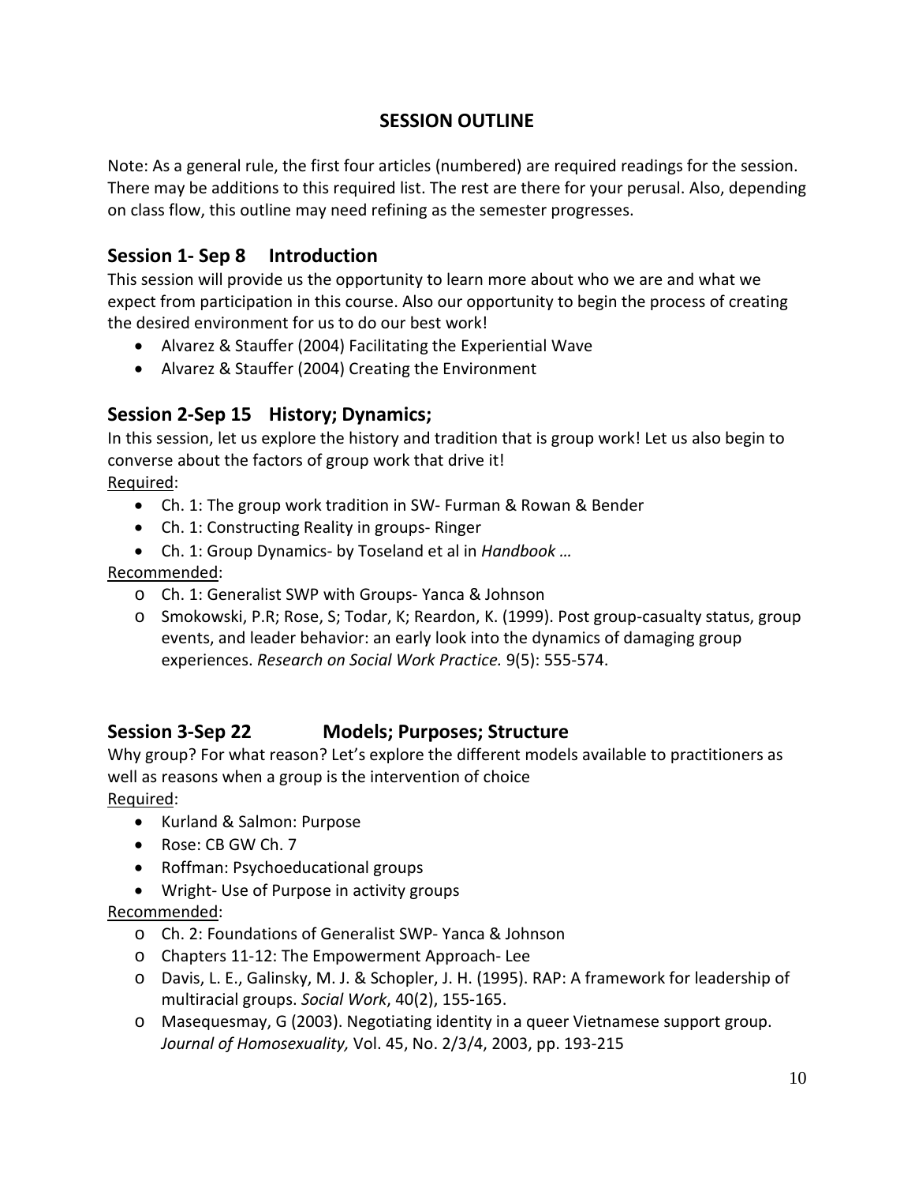## SESSION OUTLINE

Note: As a general rule, the first four articles (numbered) are required readings for the session. There may be additions to this required list. The rest are there for your perusal. Also, depending on class flow, this outline may need refining as the semester progresses.

### Session 1- Sep 8    Introduction

This session will provide us the opportunity to learn more about who we are and what we expect from participation in this course. Also our opportunity to begin the process of creating the desired environment for us to do our best work!

- Alvarez & Stauffer (2004) Facilitating the Experiential Wave
- Alvarez & Stauffer (2004) Creating the Environment

### Session 2-Sep 15    History; Dynamics;

In this session, let us explore the history and tradition that is group work! Let us also begin to converse about the factors of group work that drive it!

Required:

- Ch. 1: The group work tradition in SW- Furman & Rowan & Bender
- Ch. 1: Constructing Reality in groups- Ringer
- Ch. 1: Group Dynamics- by Toseland et al in *Handbook …*

Recommended:

- Ch. 1: Generalist SWP with Groups- Yanca & Johnson
- Smokowski, P.R; Rose, S; Todar, K; Reardon, K. (1999). Post group-casualty status, group events, and leader behavior: an early look into the dynamics of damaging group experiences. *Research on Social Work Practice.* 9(5): 555-574.

### Session 3-Sep 22    Models; Purposes; Structure

Why group? For what reason? Let's explore the different models available to practitioners as well as reasons when a group is the intervention of choice

Required:

- Kurland & Salmon: Purpose
- Rose: CB GW Ch. 7
- Roffman: Psychoeducational groups
- Wright- Use of Purpose in activity groups

Recommended:

- Ch. 2: Foundations of Generalist SWP- Yanca & Johnson
- Chapters 11-12: The Empowerment Approach- Lee
- Davis, L. E., Galinsky, M. J. & Schopler, J. H. (1995). RAP: A framework for leadership of multiracial groups. *Social Work*, 40(2), 155-165.
- Masequesmay, G (2003). Negotiating identity in a queer Vietnamese support group. *Journal of Homosexuality,* Vol. 45, No. 2/3/4, 2003, pp. 193-215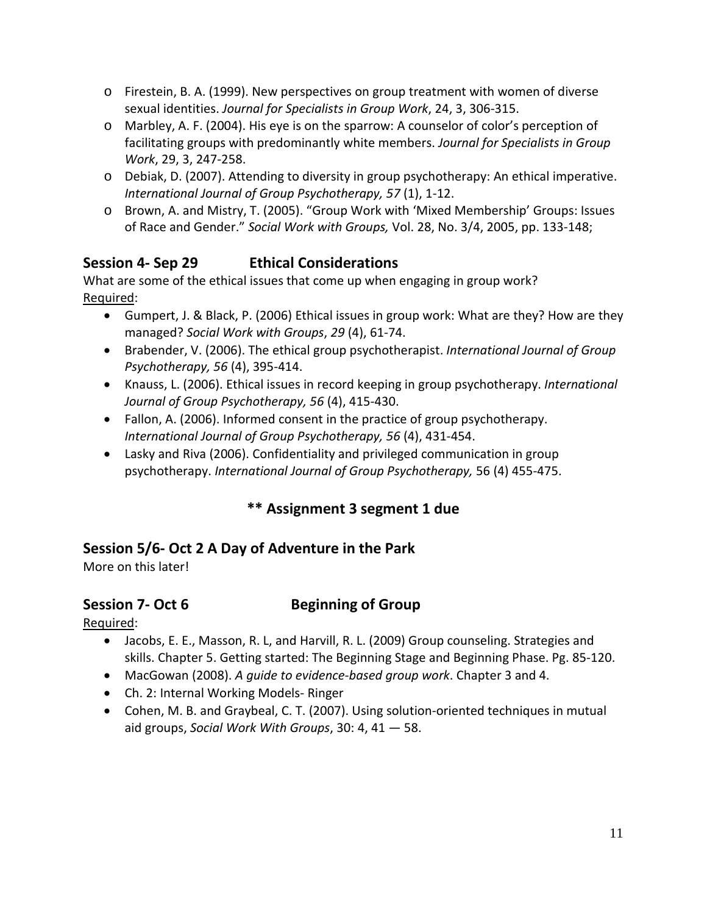- Firestein, B. A. (1999). New perspectives on group treatment with women of diverse sexual identities. *Journal for Specialists in Group Work*, 24, 3, 306-315.
- Marbley, A. F. (2004). His eye is on the sparrow: A counselor of color's perception of facilitating groups with predominantly white members. *Journal for Specialists in Group Work*, 29, 3, 247-258.
- Debiak, D. (2007). Attending to diversity in group psychotherapy: An ethical imperative. *International Journal of Group Psychotherapy, 57* (1), 1-12.
- Brown, A. and Mistry, T. (2005). "Group Work with 'Mixed Membership' Groups: Issues of Race and Gender." *Social Work with Groups,* Vol. 28, No. 3/4, 2005, pp. 133-148;

## Session 4- Sep 29 Ethical Considerations

What are some of the ethical issues that come up when engaging in group work?

Required:

- Gumpert, J. & Black, P. (2006) Ethical issues in group work: What are they? How are they managed? *Social Work with Groups*, *29* (4), 61-74.
- Brabender, V. (2006). The ethical group psychotherapist. *International Journal of Group Psychotherapy, 56* (4), 395-414.
- Knauss, L. (2006). Ethical issues in record keeping in group psychotherapy. *International Journal of Group Psychotherapy, 56* (4), 415-430.
- Fallon, A. (2006). Informed consent in the practice of group psychotherapy. *International Journal of Group Psychotherapy, 56* (4), 431-454.
- Lasky and Riva (2006). Confidentiality and privileged communication in group psychotherapy. *International Journal of Group Psychotherapy,* 56 (4) 455-475.

**** Assignment 3 segment 1 due**

## Session 5/6- Oct 2 A Day of Adventure in the Park

More on this later!

## Session 7- Oct 6 Beginning of Group

Required:

- Jacobs, E. E., Masson, R. L, and Harvill, R. L. (2009) Group counseling. Strategies and skills. Chapter 5. Getting started: The Beginning Stage and Beginning Phase. Pg. 85-120.
- MacGowan (2008). *A guide to evidence-based group work*. Chapter 3 and 4.
- Ch. 2: Internal Working Models- Ringer
- Cohen, M. B. and Graybeal, C. T. (2007). Using solution-oriented techniques in mutual aid groups, *Social Work With Groups*, 30: 4, 41 — 58.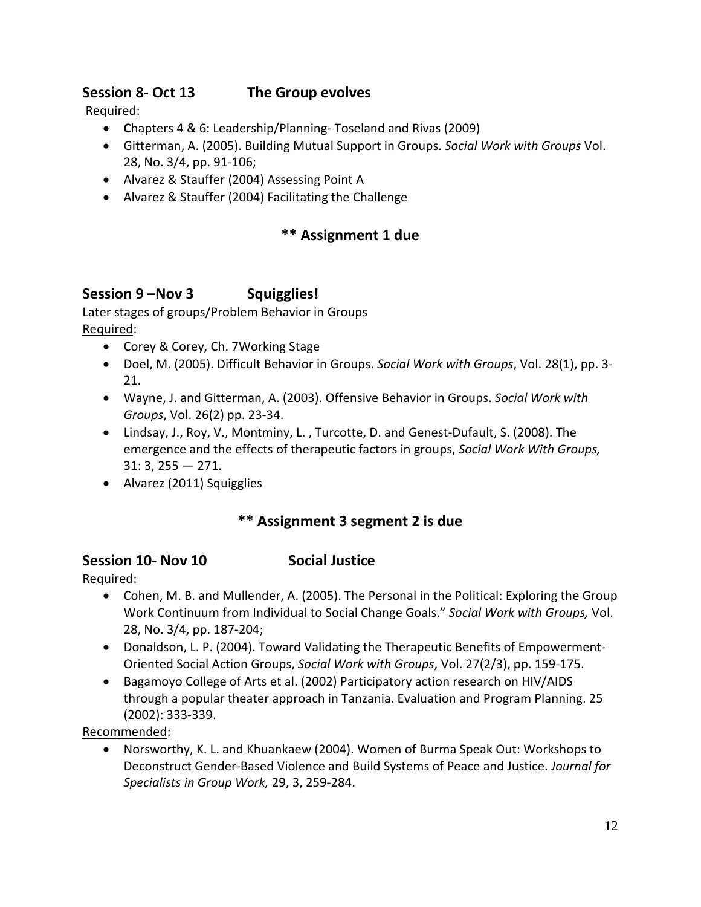## Session 8- Oct 13 The Group evolves

Required:

- **C**hapters 4 & 6: Leadership/Planning- Toseland and Rivas (2009)
- Gitterman, A. (2005). Building Mutual Support in Groups. *Social Work with Groups* Vol. 28, No. 3/4, pp. 91-106;
- Alvarez & Stauffer (2004) Assessing Point A
- Alvarez & Stauffer (2004) Facilitating the Challenge

**\*\* Assignment 1 due**

## Session 9 –Nov 3 Squigglies!

Later stages of groups/Problem Behavior in Groups

Required:

- Corey & Corey, Ch. 7Working Stage
- Doel, M. (2005). Difficult Behavior in Groups. *Social Work with Groups*, Vol. 28(1), pp. 3-21.
- Wayne, J. and Gitterman, A. (2003). Offensive Behavior in Groups. *Social Work with Groups*, Vol. 26(2) pp. 23-34.
- Lindsay, J., Roy, V., Montminy, L. , Turcotte, D. and Genest-Dufault, S. (2008). The emergence and the effects of therapeutic factors in groups, *Social Work With Groups,* 31: 3, 255 — 271.
- Alvarez (2011) Squigglies

**\*\* Assignment 3 segment 2 is due**

## Session 10- Nov 10 Social Justice

Required:

- Cohen, M. B. and Mullender, A. (2005). The Personal in the Political: Exploring the Group Work Continuum from Individual to Social Change Goals." *Social Work with Groups,* Vol. 28, No. 3/4, pp. 187-204;
- Donaldson, L. P. (2004). Toward Validating the Therapeutic Benefits of Empowerment-Oriented Social Action Groups, *Social Work with Groups*, Vol. 27(2/3), pp. 159-175.
- Bagamoyo College of Arts et al. (2002) Participatory action research on HIV/AIDS through a popular theater approach in Tanzania. Evaluation and Program Planning. 25 (2002): 333-339.

Recommended:

- Norsworthy, K. L. and Khuankaew (2004). Women of Burma Speak Out: Workshops to Deconstruct Gender-Based Violence and Build Systems of Peace and Justice. *Journal for Specialists in Group Work,* 29, 3, 259-284.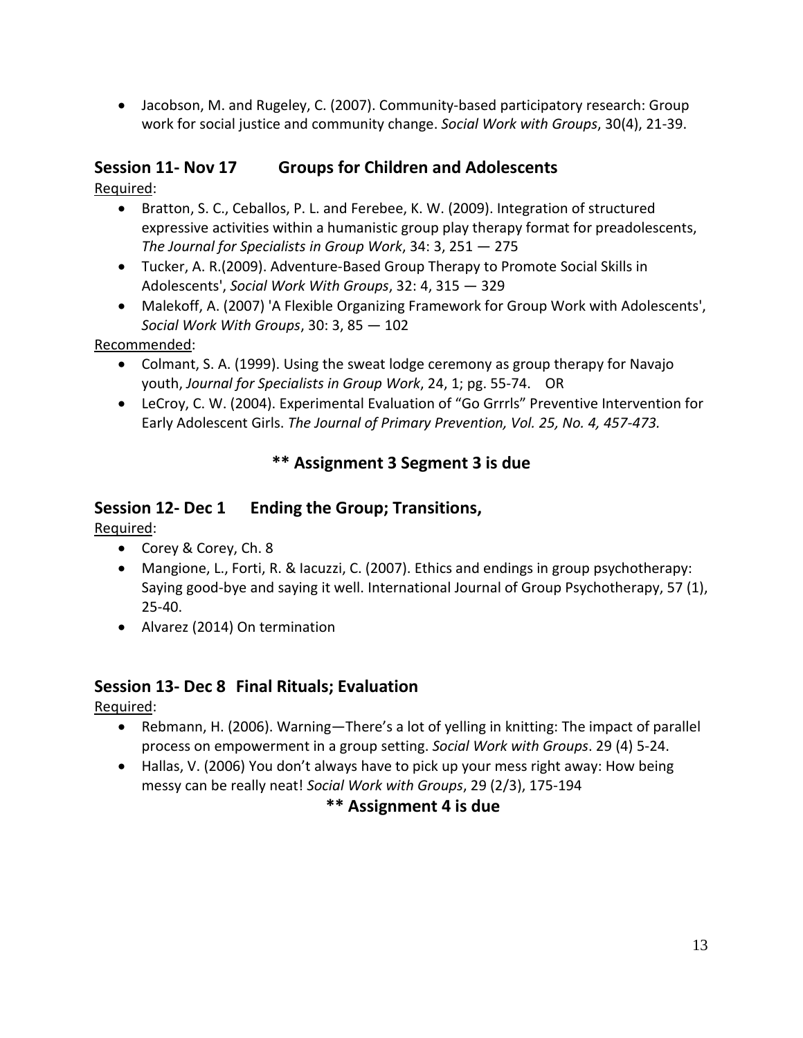- Jacobson, M. and Rugeley, C. (2007). Community-based participatory research: Group work for social justice and community change. *Social Work with Groups*, 30(4), 21-39.

## Session 11- Nov 17 Groups for Children and Adolescents

Required:

- Bratton, S. C., Ceballos, P. L. and Ferebee, K. W. (2009). Integration of structured expressive activities within a humanistic group play therapy format for preadolescents, *The Journal for Specialists in Group Work*, 34: 3, 251 — 275
- Tucker, A. R.(2009). Adventure-Based Group Therapy to Promote Social Skills in Adolescents', *Social Work With Groups*, 32: 4, 315 — 329
- Malekoff, A. (2007) 'A Flexible Organizing Framework for Group Work with Adolescents', *Social Work With Groups*, 30: 3, 85 — 102

Recommended:

- Colmant, S. A. (1999). Using the sweat lodge ceremony as group therapy for Navajo youth, *Journal for Specialists in Group Work*, 24, 1; pg. 55-74. OR
- LeCroy, C. W. (2004). Experimental Evaluation of "Go Grrrls" Preventive Intervention for Early Adolescent Girls. *The Journal of Primary Prevention, Vol. 25, No. 4, 457-473.*

**\*\* Assignment 3 Segment 3 is due**

## Session 12- Dec 1 Ending the Group; Transitions,

Required:

- Corey & Corey, Ch. 8
- Mangione, L., Forti, R. & Iacuzzi, C. (2007). Ethics and endings in group psychotherapy: Saying good-bye and saying it well. International Journal of Group Psychotherapy, 57 (1), 25-40.
- Alvarez (2014) On termination

## Session 13- Dec 8 Final Rituals; Evaluation

Required:

- Rebmann, H. (2006). Warning—There's a lot of yelling in knitting: The impact of parallel process on empowerment in a group setting. *Social Work with Groups*. 29 (4) 5-24.
- Hallas, V. (2006) You don't always have to pick up your mess right away: How being messy can be really neat! *Social Work with Groups*, 29 (2/3), 175-194

**\*\* Assignment 4 is due**